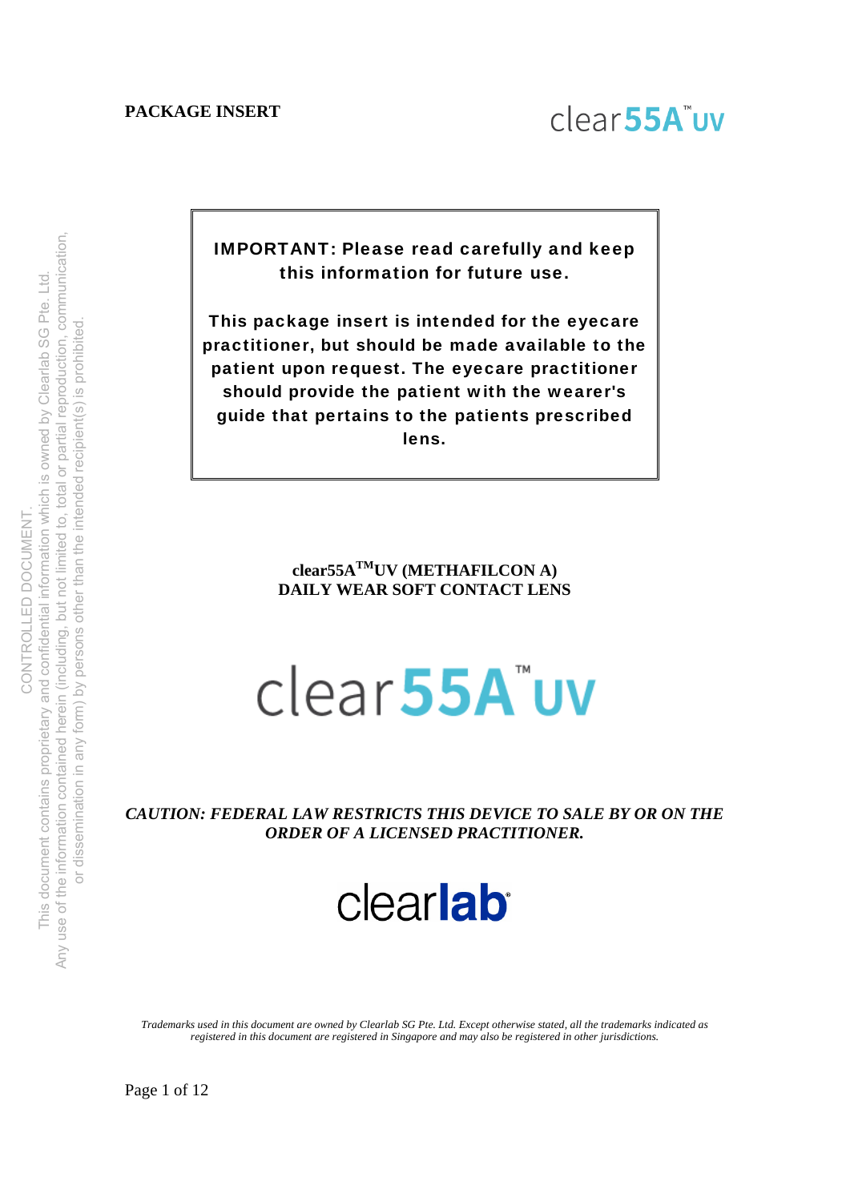**PACKAGE INSERT**

clear55A™UV

**IMPORTANT: Please read carefully and keep this information for future use.**

**This package insert is intended for the eyecare practitioner, but should be made available to the patient upon request. The eyecare practitioner should provide the patient with the wearer's guide that pertains to the patients prescribed lens.**

**clear55A™UV (METHAFILCON A)**
**DAILY WEAR SOFT CONTACT LENS**

clear55A™UV

***CAUTION: FEDERAL LAW RESTRICTS THIS DEVICE TO SALE BY OR ON THE ORDER OF A LICENSED PRACTITIONER.***

clearlab®

*Trademarks used in this document are owned by Clearlab SG Pte. Ltd. Except otherwise stated, all the trademarks indicated as registered in this document are registered in Singapore and may also be registered in other jurisdictions.*

CONTROLLED DOCUMENT.
This document contains proprietary and confidential information which is owned by Clearlab SG Pte. Ltd.
Any use of the information contained herein (including, but not limited to, total or partial reproduction, communication, or dissemination in any form) by persons other than the intended recipient(s) is prohibited.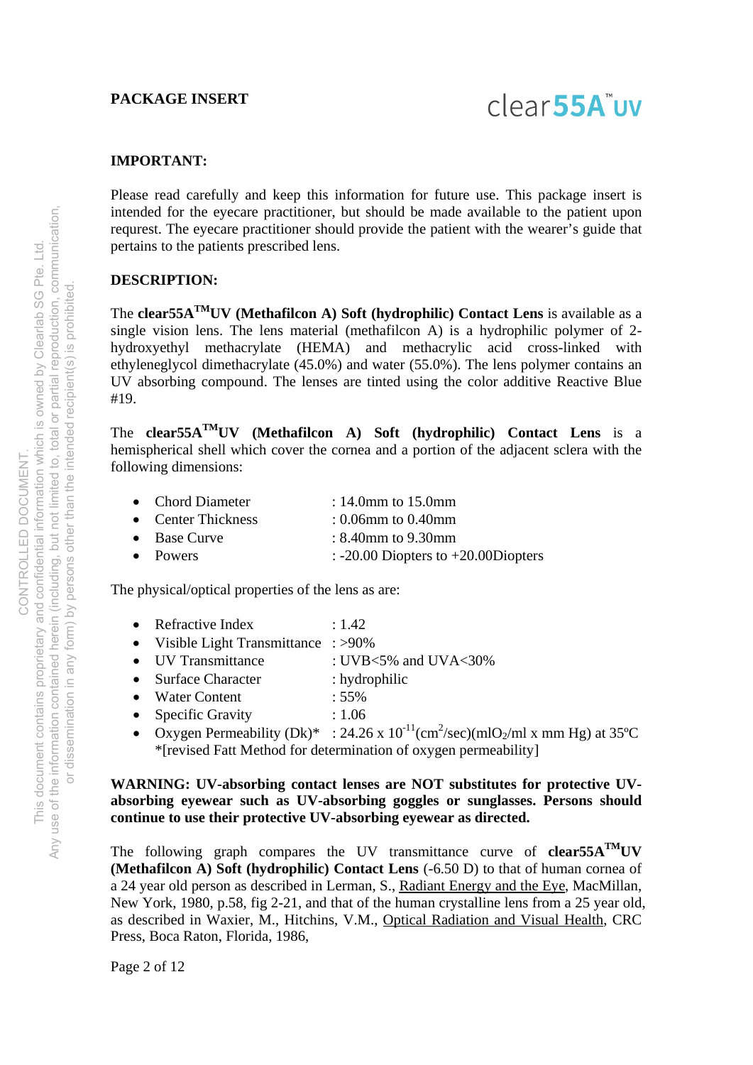**PACKAGE INSERT**

clear**55A**™**UV**

**IMPORTANT:**

Please read carefully and keep this information for future use. This package insert is intended for the eyecare practitioner, but should be made available to the patient upon requrest. The eyecare practitioner should provide the patient with the wearer's guide that pertains to the patients prescribed lens.

**DESCRIPTION:**

The **clear55A™UV (Methafilcon A) Soft (hydrophilic) Contact Lens** is available as a single vision lens. The lens material (methafilcon A) is a hydrophilic polymer of 2-hydroxyethyl methacrylate (HEMA) and methacrylic acid cross-linked with ethyleneglycol dimethacrylate (45.0%) and water (55.0%). The lens polymer contains an UV absorbing compound. The lenses are tinted using the color additive Reactive Blue #19.

The **clear55A™UV (Methafilcon A) Soft (hydrophilic) Contact Lens** is a hemispherical shell which cover the cornea and a portion of the adjacent sclera with the following dimensions:

- Chord Diameter : 14.0mm to 15.0mm
- Center Thickness : 0.06mm to 0.40mm
- Base Curve : 8.40mm to 9.30mm
- Powers : -20.00 Diopters to +20.00Diopters

The physical/optical properties of the lens as are:

- Refractive Index : 1.42
- Visible Light Transmittance : >90%
- UV Transmittance : UVB<5% and UVA<30%
- Surface Character : hydrophilic
- Water Content : 55%
- Specific Gravity : 1.06
- Oxygen Permeability (Dk)* : $24.26 \times 10^{-11} (cm^2/sec)(mlO_2/ml \times mm\ Hg)$ at 35ºC
  *[revised Fatt Method for determination of oxygen permeability]

**WARNING: UV-absorbing contact lenses are NOT substitutes for protective UV-absorbing eyewear such as UV-absorbing goggles or sunglasses. Persons should continue to use their protective UV-absorbing eyewear as directed.**

The following graph compares the UV transmittance curve of **clear55A™UV (Methafilcon A) Soft (hydrophilic) Contact Lens** (-6.50 D) to that of human cornea of a 24 year old person as described in Lerman, S., Radiant Energy and the Eye, MacMillan, New York, 1980, p.58, fig 2-21, and that of the human crystalline lens from a 25 year old, as described in Waxier, M., Hitchins, V.M., Optical Radiation and Visual Health, CRC Press, Boca Raton, Florida, 1986,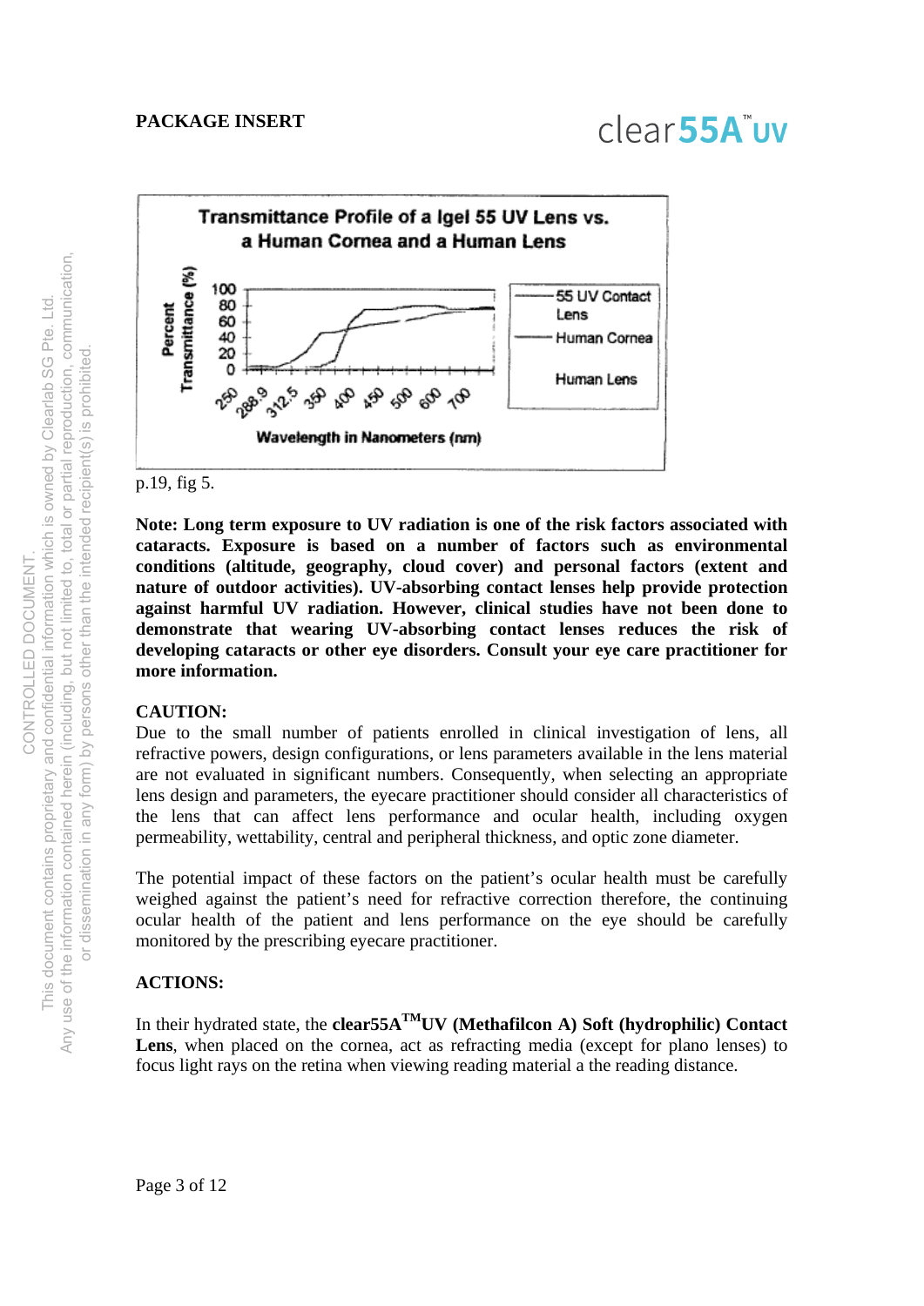**Transmittance Profile of a Igel 55 UV Lens vs. a Human Cornea and a Human Lens**

p.19, fig 5.

**Note: Long term exposure to UV radiation is one of the risk factors associated with cataracts. Exposure is based on a number of factors such as environmental conditions (altitude, geography, cloud cover) and personal factors (extent and nature of outdoor activities). UV-absorbing contact lenses help provide protection against harmful UV radiation. However, clinical studies have not been done to demonstrate that wearing UV-absorbing contact lenses reduces the risk of developing cataracts or other eye disorders. Consult your eye care practitioner for more information.**

**CAUTION:**

Due to the small number of patients enrolled in clinical investigation of lens, all refractive powers, design configurations, or lens parameters available in the lens material are not evaluated in significant numbers. Consequently, when selecting an appropriate lens design and parameters, the eyecare practitioner should consider all characteristics of the lens that can affect lens performance and ocular health, including oxygen permeability, wettability, central and peripheral thickness, and optic zone diameter.

The potential impact of these factors on the patient's ocular health must be carefully weighed against the patient's need for refractive correction therefore, the continuing ocular health of the patient and lens performance on the eye should be carefully monitored by the prescribing eyecare practitioner.

**ACTIONS:**

In their hydrated state, the **clear55A™UV (Methafilcon A) Soft (hydrophilic) Contact Lens**, when placed on the cornea, act as refracting media (except for plano lenses) to focus light rays on the retina when viewing reading material a the reading distance.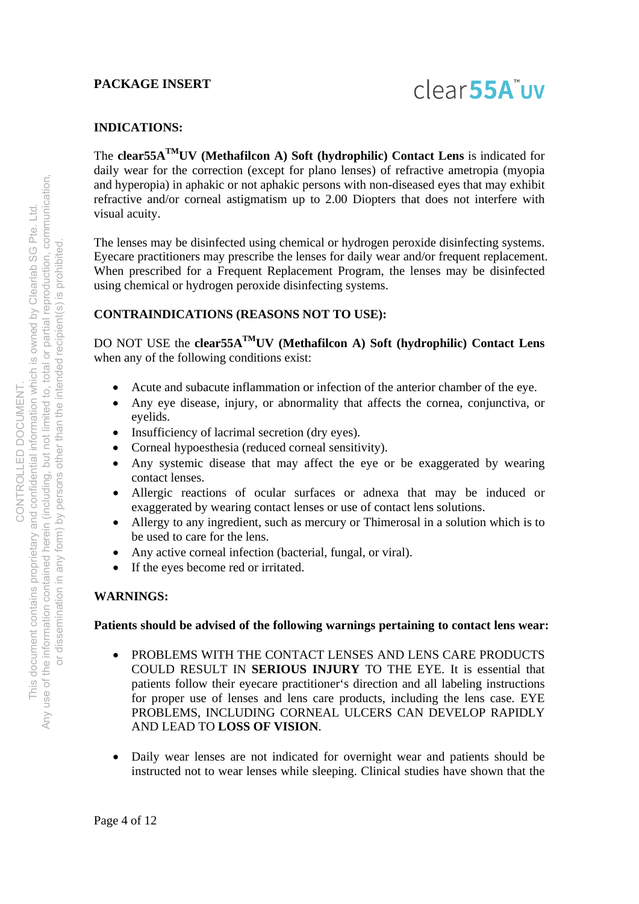**PACKAGE INSERT**

**INDICATIONS:**

The **clear55A™UV (Methafilcon A) Soft (hydrophilic) Contact Lens** is indicated for daily wear for the correction (except for plano lenses) of refractive ametropia (myopia and hyperopia) in aphakic or not aphakic persons with non-diseased eyes that may exhibit refractive and/or corneal astigmatism up to 2.00 Diopters that does not interfere with visual acuity.

The lenses may be disinfected using chemical or hydrogen peroxide disinfecting systems. Eyecare practitioners may prescribe the lenses for daily wear and/or frequent replacement. When prescribed for a Frequent Replacement Program, the lenses may be disinfected using chemical or hydrogen peroxide disinfecting systems.

**CONTRAINDICATIONS (REASONS NOT TO USE):**

DO NOT USE the **clear55A™UV (Methafilcon A) Soft (hydrophilic) Contact Lens** when any of the following conditions exist:

- Acute and subacute inflammation or infection of the anterior chamber of the eye.
- Any eye disease, injury, or abnormality that affects the cornea, conjunctiva, or eyelids.
- Insufficiency of lacrimal secretion (dry eyes).
- Corneal hypoesthesia (reduced corneal sensitivity).
- Any systemic disease that may affect the eye or be exaggerated by wearing contact lenses.
- Allergic reactions of ocular surfaces or adnexa that may be induced or exaggerated by wearing contact lenses or use of contact lens solutions.
- Allergy to any ingredient, such as mercury or Thimerosal in a solution which is to be used to care for the lens.
- Any active corneal infection (bacterial, fungal, or viral).
- If the eyes become red or irritated.

**WARNINGS:**

**Patients should be advised of the following warnings pertaining to contact lens wear:**

- PROBLEMS WITH THE CONTACT LENSES AND LENS CARE PRODUCTS COULD RESULT IN **SERIOUS INJURY** TO THE EYE. It is essential that patients follow their eyecare practitioner's direction and all labeling instructions for proper use of lenses and lens care products, including the lens case. EYE PROBLEMS, INCLUDING CORNEAL ULCERS CAN DEVELOP RAPIDLY AND LEAD TO **LOSS OF VISION**.

- Daily wear lenses are not indicated for overnight wear and patients should be instructed not to wear lenses while sleeping. Clinical studies have shown that the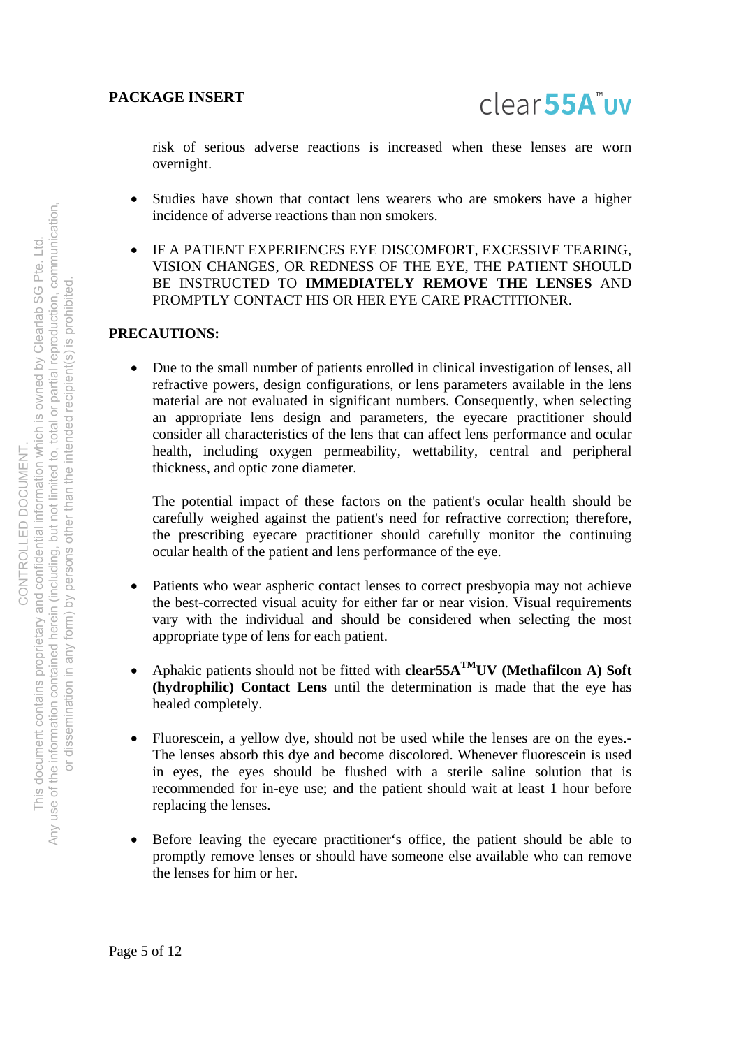risk of serious adverse reactions is increased when these lenses are worn overnight.

- Studies have shown that contact lens wearers who are smokers have a higher incidence of adverse reactions than non smokers.

- IF A PATIENT EXPERIENCES EYE DISCOMFORT, EXCESSIVE TEARING, VISION CHANGES, OR REDNESS OF THE EYE, THE PATIENT SHOULD BE INSTRUCTED TO **IMMEDIATELY REMOVE THE LENSES** AND PROMPTLY CONTACT HIS OR HER EYE CARE PRACTITIONER.

**PRECAUTIONS:**

- Due to the small number of patients enrolled in clinical investigation of lenses, all refractive powers, design configurations, or lens parameters available in the lens material are not evaluated in significant numbers. Consequently, when selecting an appropriate lens design and parameters, the eyecare practitioner should consider all characteristics of the lens that can affect lens performance and ocular health, including oxygen permeability, wettability, central and peripheral thickness, and optic zone diameter.

  The potential impact of these factors on the patient's ocular health should be carefully weighed against the patient's need for refractive correction; therefore, the prescribing eyecare practitioner should carefully monitor the continuing ocular health of the patient and lens performance of the eye.

- Patients who wear aspheric contact lenses to correct presbyopia may not achieve the best-corrected visual acuity for either far or near vision. Visual requirements vary with the individual and should be considered when selecting the most appropriate type of lens for each patient.

- Aphakic patients should not be fitted with **clear55A™UV (Methafilcon A) Soft (hydrophilic) Contact Lens** until the determination is made that the eye has healed completely.

- Fluorescein, a yellow dye, should not be used while the lenses are on the eyes.- The lenses absorb this dye and become discolored. Whenever fluorescein is used in eyes, the eyes should be flushed with a sterile saline solution that is recommended for in-eye use; and the patient should wait at least 1 hour before replacing the lenses.

- Before leaving the eyecare practitioner's office, the patient should be able to promptly remove lenses or should have someone else available who can remove the lenses for him or her.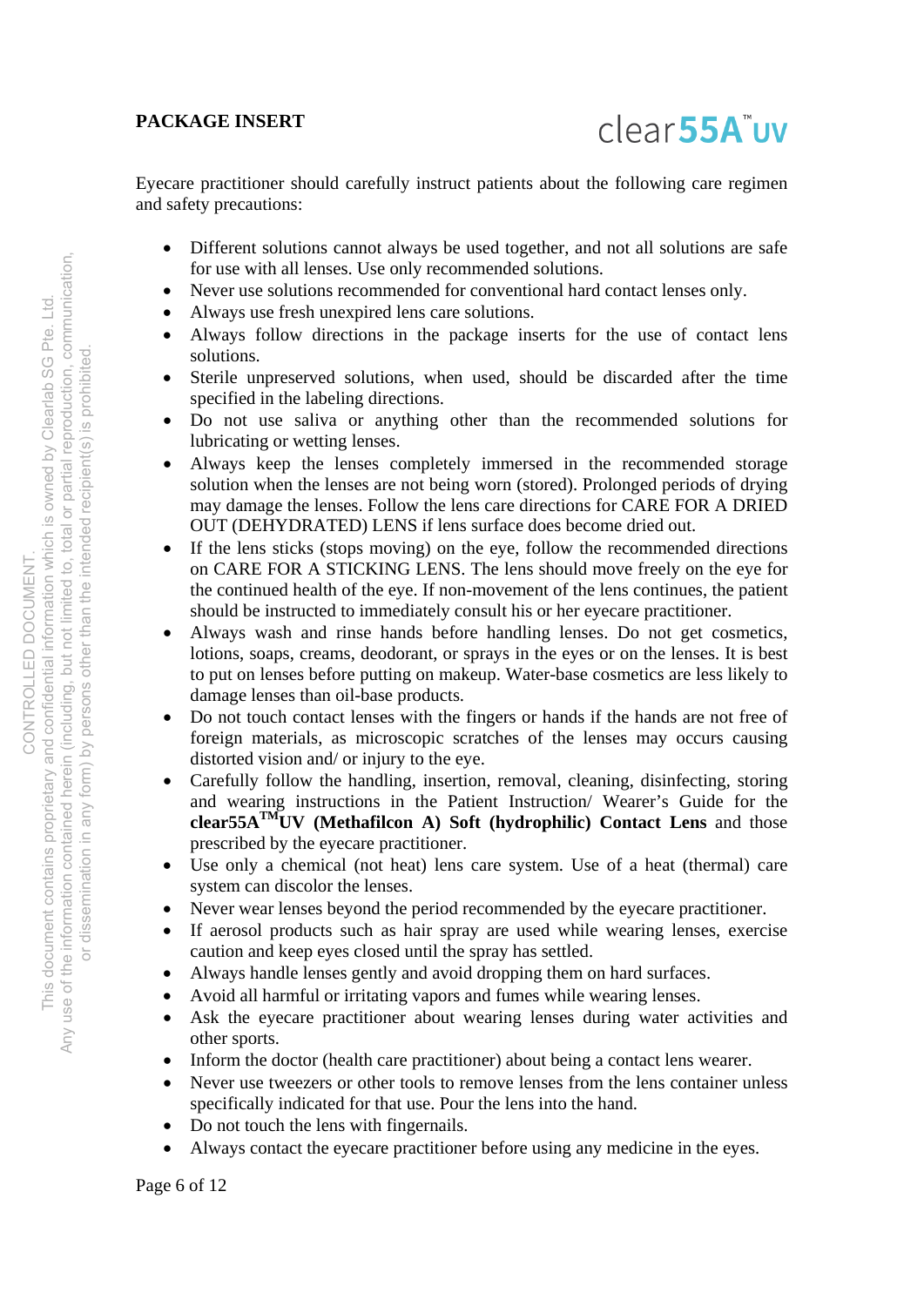**PACKAGE INSERT**

Eyecare practitioner should carefully instruct patients about the following care regimen and safety precautions:

- Different solutions cannot always be used together, and not all solutions are safe for use with all lenses. Use only recommended solutions.
- Never use solutions recommended for conventional hard contact lenses only.
- Always use fresh unexpired lens care solutions.
- Always follow directions in the package inserts for the use of contact lens solutions.
- Sterile unpreserved solutions, when used, should be discarded after the time specified in the labeling directions.
- Do not use saliva or anything other than the recommended solutions for lubricating or wetting lenses.
- Always keep the lenses completely immersed in the recommended storage solution when the lenses are not being worn (stored). Prolonged periods of drying may damage the lenses. Follow the lens care directions for CARE FOR A DRIED OUT (DEHYDRATED) LENS if lens surface does become dried out.
- If the lens sticks (stops moving) on the eye, follow the recommended directions on CARE FOR A STICKING LENS. The lens should move freely on the eye for the continued health of the eye. If non-movement of the lens continues, the patient should be instructed to immediately consult his or her eyecare practitioner.
- Always wash and rinse hands before handling lenses. Do not get cosmetics, lotions, soaps, creams, deodorant, or sprays in the eyes or on the lenses. It is best to put on lenses before putting on makeup. Water-base cosmetics are less likely to damage lenses than oil-base products.
- Do not touch contact lenses with the fingers or hands if the hands are not free of foreign materials, as microscopic scratches of the lenses may occurs causing distorted vision and/ or injury to the eye.
- Carefully follow the handling, insertion, removal, cleaning, disinfecting, storing and wearing instructions in the Patient Instruction/ Wearer's Guide for the **clear55A™UV (Methafilcon A) Soft (hydrophilic) Contact Lens** and those prescribed by the eyecare practitioner.
- Use only a chemical (not heat) lens care system. Use of a heat (thermal) care system can discolor the lenses.
- Never wear lenses beyond the period recommended by the eyecare practitioner.
- If aerosol products such as hair spray are used while wearing lenses, exercise caution and keep eyes closed until the spray has settled.
- Always handle lenses gently and avoid dropping them on hard surfaces.
- Avoid all harmful or irritating vapors and fumes while wearing lenses.
- Ask the eyecare practitioner about wearing lenses during water activities and other sports.
- Inform the doctor (health care practitioner) about being a contact lens wearer.
- Never use tweezers or other tools to remove lenses from the lens container unless specifically indicated for that use. Pour the lens into the hand.
- Do not touch the lens with fingernails.
- Always contact the eyecare practitioner before using any medicine in the eyes.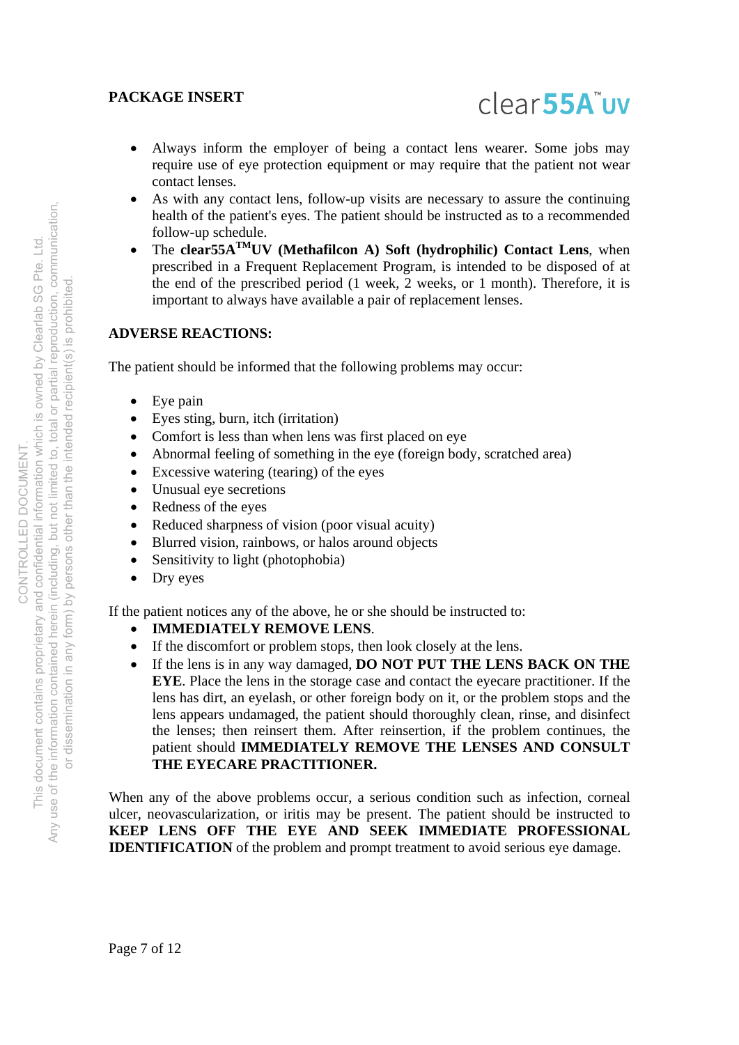- Always inform the employer of being a contact lens wearer. Some jobs may require use of eye protection equipment or may require that the patient not wear contact lenses.
- As with any contact lens, follow-up visits are necessary to assure the continuing health of the patient's eyes. The patient should be instructed as to a recommended follow-up schedule.
- The **clear55A™UV (Methafilcon A) Soft (hydrophilic) Contact Lens**, when prescribed in a Frequent Replacement Program, is intended to be disposed of at the end of the prescribed period (1 week, 2 weeks, or 1 month). Therefore, it is important to always have available a pair of replacement lenses.

**ADVERSE REACTIONS:**

The patient should be informed that the following problems may occur:

- Eye pain
- Eyes sting, burn, itch (irritation)
- Comfort is less than when lens was first placed on eye
- Abnormal feeling of something in the eye (foreign body, scratched area)
- Excessive watering (tearing) of the eyes
- Unusual eye secretions
- Redness of the eyes
- Reduced sharpness of vision (poor visual acuity)
- Blurred vision, rainbows, or halos around objects
- Sensitivity to light (photophobia)
- Dry eyes

If the patient notices any of the above, he or she should be instructed to:

- **IMMEDIATELY REMOVE LENS**.
- If the discomfort or problem stops, then look closely at the lens.
- If the lens is in any way damaged, **DO NOT PUT THE LENS BACK ON THE EYE**. Place the lens in the storage case and contact the eyecare practitioner. If the lens has dirt, an eyelash, or other foreign body on it, or the problem stops and the lens appears undamaged, the patient should thoroughly clean, rinse, and disinfect the lenses; then reinsert them. After reinsertion, if the problem continues, the patient should **IMMEDIATELY REMOVE THE LENSES AND CONSULT THE EYECARE PRACTITIONER.**

When any of the above problems occur, a serious condition such as infection, corneal ulcer, neovascularization, or iritis may be present. The patient should be instructed to **KEEP LENS OFF THE EYE AND SEEK IMMEDIATE PROFESSIONAL IDENTIFICATION** of the problem and prompt treatment to avoid serious eye damage.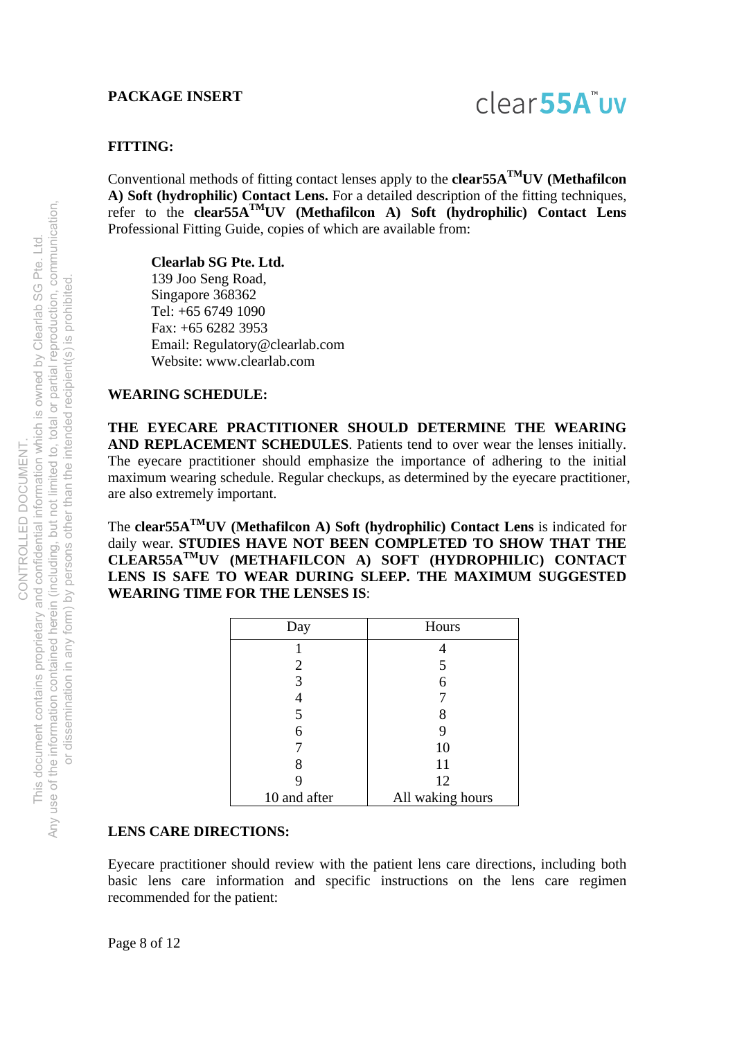**PACKAGE INSERT**

**FITTING:**

Conventional methods of fitting contact lenses apply to the **clear55A[TM]UV (Methafilcon A) Soft (hydrophilic) Contact Lens.** For a detailed description of the fitting techniques, refer to the **clear55A[TM]UV (Methafilcon A) Soft (hydrophilic) Contact Lens** Professional Fitting Guide, copies of which are available from:

**Clearlab SG Pte. Ltd.**
139 Joo Seng Road,
Singapore 368362
Tel: +65 6749 1090
Fax: +65 6282 3953
Email: Regulatory@clearlab.com
Website: www.clearlab.com

**WEARING SCHEDULE:**

**THE EYECARE PRACTITIONER SHOULD DETERMINE THE WEARING AND REPLACEMENT SCHEDULES**. Patients tend to over wear the lenses initially. The eyecare practitioner should emphasize the importance of adhering to the initial maximum wearing schedule. Regular checkups, as determined by the eyecare practitioner, are also extremely important.

The **clear55A[TM]UV (Methafilcon A) Soft (hydrophilic) Contact Lens** is indicated for daily wear. **STUDIES HAVE NOT BEEN COMPLETED TO SHOW THAT THE CLEAR55A[TM]UV (METHAFILCON A) SOFT (HYDROPHILIC) CONTACT LENS IS SAFE TO WEAR DURING SLEEP. THE MAXIMUM SUGGESTED WEARING TIME FOR THE LENSES IS**:

| Day | Hours |
|---|---|
| 1 | 4 |
| 2 | 5 |
| 3 | 6 |
| 4 | 7 |
| 5 | 8 |
| 6 | 9 |
| 7 | 10 |
| 8 | 11 |
| 9 | 12 |
| 10 and after | All waking hours |

**LENS CARE DIRECTIONS:**

Eyecare practitioner should review with the patient lens care directions, including both basic lens care information and specific instructions on the lens care regimen recommended for the patient: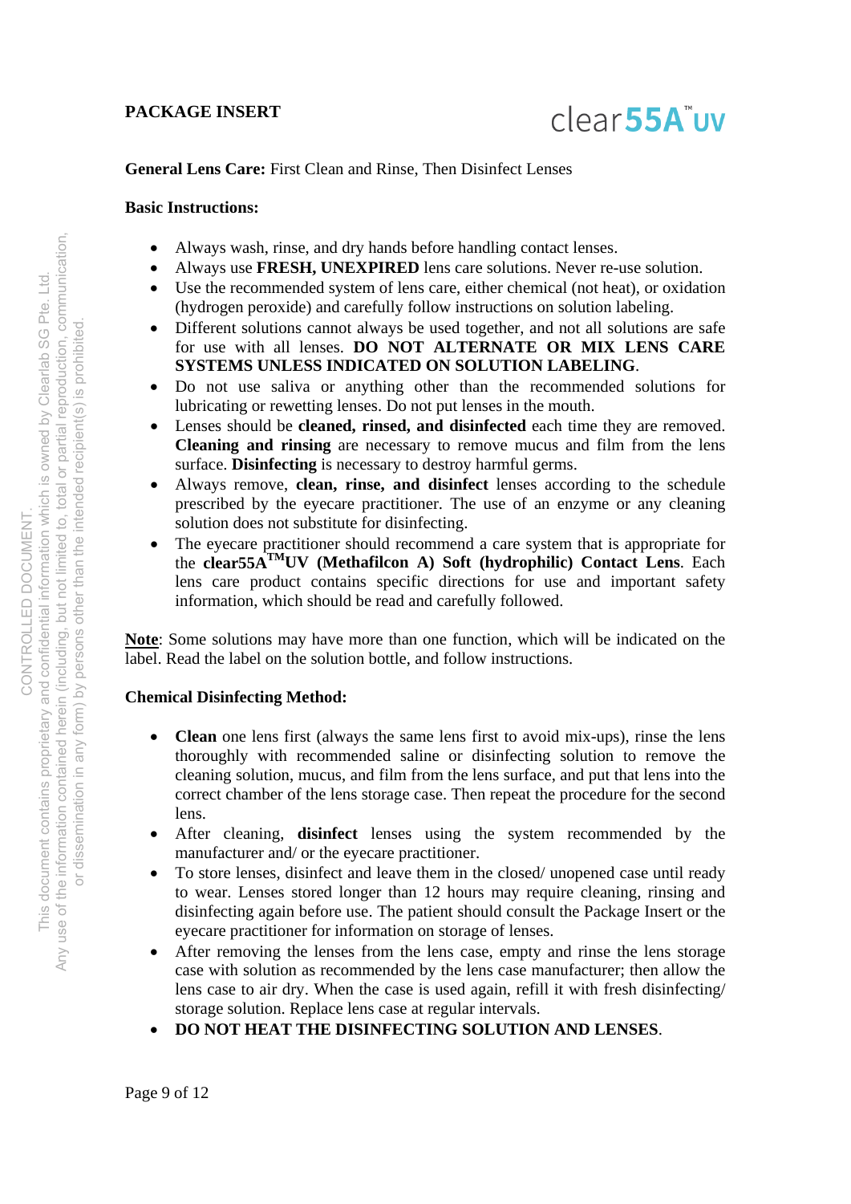**General Lens Care:** First Clean and Rinse, Then Disinfect Lenses

**Basic Instructions:**

- Always wash, rinse, and dry hands before handling contact lenses.
- Always use **FRESH, UNEXPIRED** lens care solutions. Never re-use solution.
- Use the recommended system of lens care, either chemical (not heat), or oxidation (hydrogen peroxide) and carefully follow instructions on solution labeling.
- Different solutions cannot always be used together, and not all solutions are safe for use with all lenses. **DO NOT ALTERNATE OR MIX LENS CARE SYSTEMS UNLESS INDICATED ON SOLUTION LABELING**.
- Do not use saliva or anything other than the recommended solutions for lubricating or rewetting lenses. Do not put lenses in the mouth.
- Lenses should be **cleaned, rinsed, and disinfected** each time they are removed. **Cleaning and rinsing** are necessary to remove mucus and film from the lens surface. **Disinfecting** is necessary to destroy harmful germs.
- Always remove, **clean, rinse, and disinfect** lenses according to the schedule prescribed by the eyecare practitioner. The use of an enzyme or any cleaning solution does not substitute for disinfecting.
- The eyecare practitioner should recommend a care system that is appropriate for the **clear55A™UV (Methafilcon A) Soft (hydrophilic) Contact Lens**. Each lens care product contains specific directions for use and important safety information, which should be read and carefully followed.

**Note**: Some solutions may have more than one function, which will be indicated on the label. Read the label on the solution bottle, and follow instructions.

**Chemical Disinfecting Method:**

- **Clean** one lens first (always the same lens first to avoid mix-ups), rinse the lens thoroughly with recommended saline or disinfecting solution to remove the cleaning solution, mucus, and film from the lens surface, and put that lens into the correct chamber of the lens storage case. Then repeat the procedure for the second lens.
- After cleaning, **disinfect** lenses using the system recommended by the manufacturer and/ or the eyecare practitioner.
- To store lenses, disinfect and leave them in the closed/ unopened case until ready to wear. Lenses stored longer than 12 hours may require cleaning, rinsing and disinfecting again before use. The patient should consult the Package Insert or the eyecare practitioner for information on storage of lenses.
- After removing the lenses from the lens case, empty and rinse the lens storage case with solution as recommended by the lens case manufacturer; then allow the lens case to air dry. When the case is used again, refill it with fresh disinfecting/ storage solution. Replace lens case at regular intervals.
- **DO NOT HEAT THE DISINFECTING SOLUTION AND LENSES**.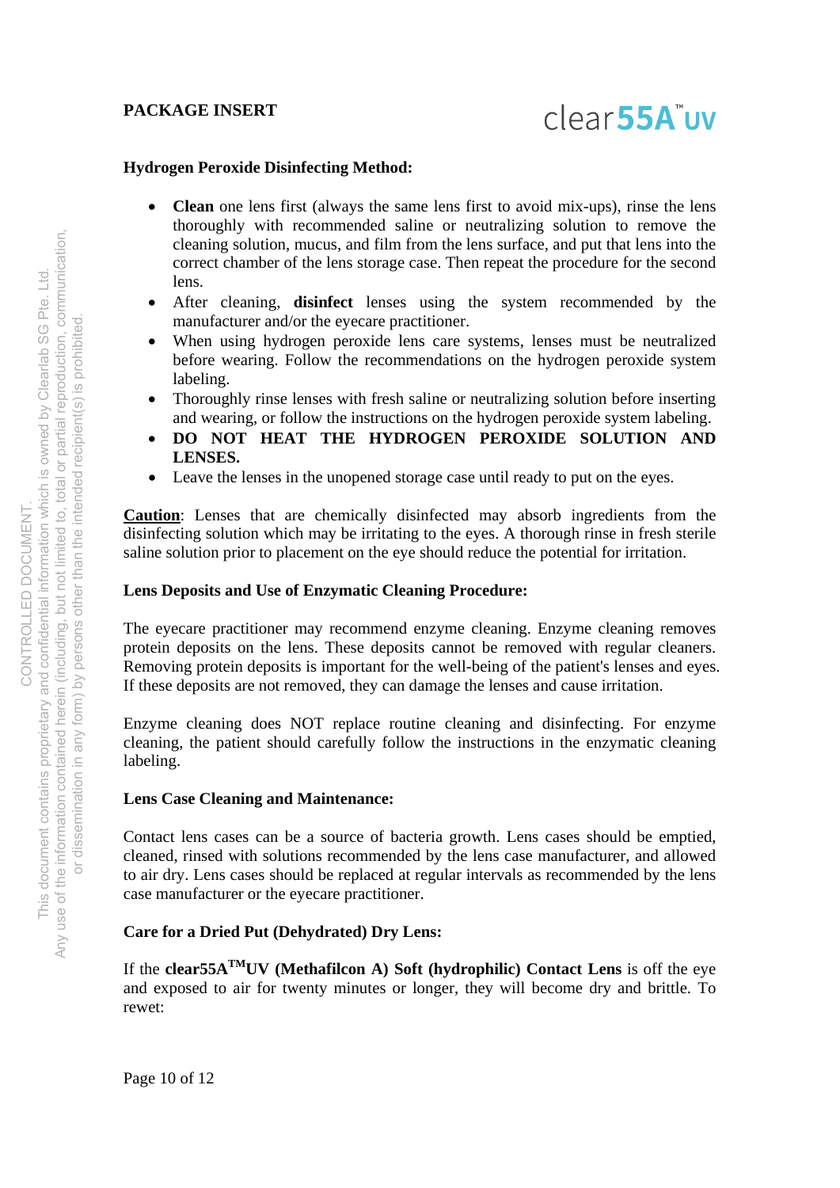**Hydrogen Peroxide Disinfecting Method:**

- **Clean** one lens first (always the same lens first to avoid mix-ups), rinse the lens thoroughly with recommended saline or neutralizing solution to remove the cleaning solution, mucus, and film from the lens surface, and put that lens into the correct chamber of the lens storage case. Then repeat the procedure for the second lens.
- After cleaning, **disinfect** lenses using the system recommended by the manufacturer and/or the eyecare practitioner.
- When using hydrogen peroxide lens care systems, lenses must be neutralized before wearing. Follow the recommendations on the hydrogen peroxide system labeling.
- Thoroughly rinse lenses with fresh saline or neutralizing solution before inserting and wearing, or follow the instructions on the hydrogen peroxide system labeling.
- **DO NOT HEAT THE HYDROGEN PEROXIDE SOLUTION AND LENSES.**
- Leave the lenses in the unopened storage case until ready to put on the eyes.

**Caution**: Lenses that are chemically disinfected may absorb ingredients from the disinfecting solution which may be irritating to the eyes. A thorough rinse in fresh sterile saline solution prior to placement on the eye should reduce the potential for irritation.

**Lens Deposits and Use of Enzymatic Cleaning Procedure:**

The eyecare practitioner may recommend enzyme cleaning. Enzyme cleaning removes protein deposits on the lens. These deposits cannot be removed with regular cleaners. Removing protein deposits is important for the well-being of the patient's lenses and eyes. If these deposits are not removed, they can damage the lenses and cause irritation.

Enzyme cleaning does NOT replace routine cleaning and disinfecting. For enzyme cleaning, the patient should carefully follow the instructions in the enzymatic cleaning labeling.

**Lens Case Cleaning and Maintenance:**

Contact lens cases can be a source of bacteria growth. Lens cases should be emptied, cleaned, rinsed with solutions recommended by the lens case manufacturer, and allowed to air dry. Lens cases should be replaced at regular intervals as recommended by the lens case manufacturer or the eyecare practitioner.

**Care for a Dried Put (Dehydrated) Dry Lens:**

If the **clear55A™UV (Methafilcon A) Soft (hydrophilic) Contact Lens** is off the eye and exposed to air for twenty minutes or longer, they will become dry and brittle. To rewet: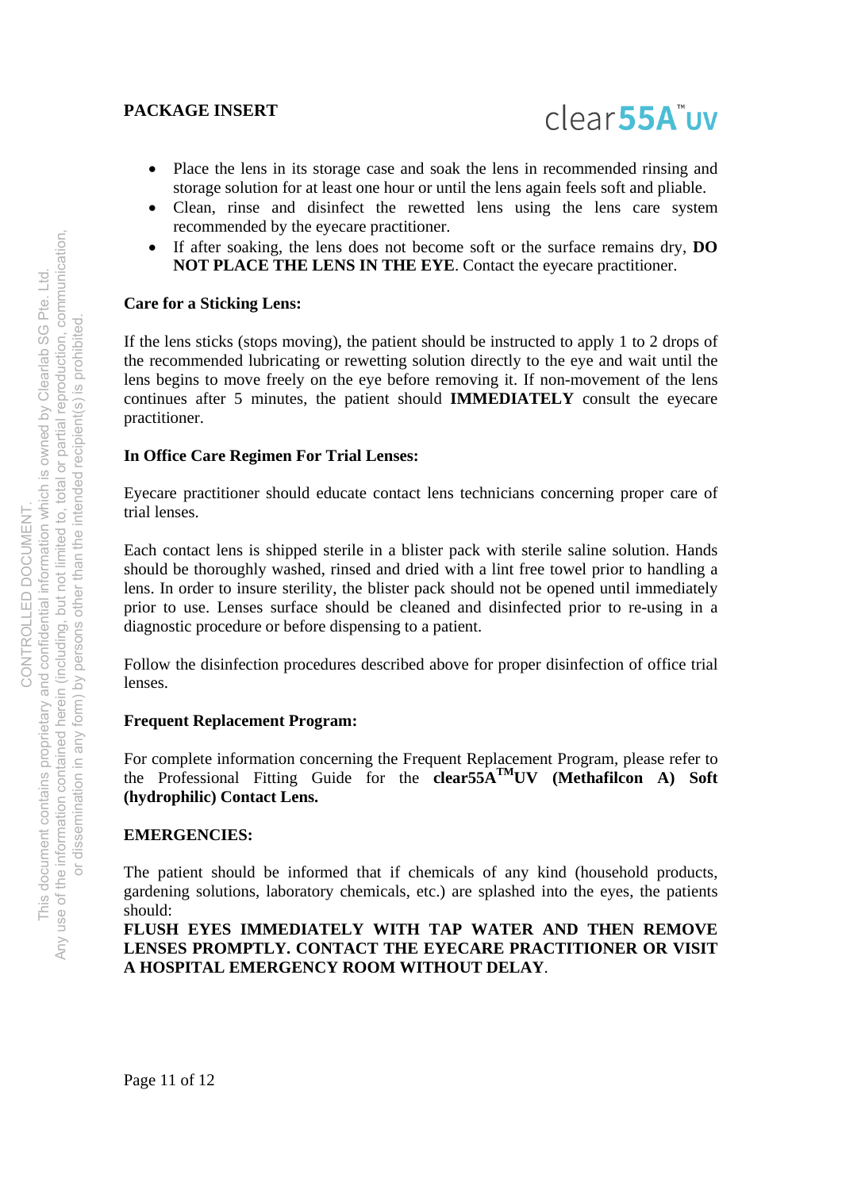- Place the lens in its storage case and soak the lens in recommended rinsing and storage solution for at least one hour or until the lens again feels soft and pliable.
- Clean, rinse and disinfect the rewetted lens using the lens care system recommended by the eyecare practitioner.
- If after soaking, the lens does not become soft or the surface remains dry, **DO NOT PLACE THE LENS IN THE EYE**. Contact the eyecare practitioner.

**Care for a Sticking Lens:**

If the lens sticks (stops moving), the patient should be instructed to apply 1 to 2 drops of the recommended lubricating or rewetting solution directly to the eye and wait until the lens begins to move freely on the eye before removing it. If non-movement of the lens continues after 5 minutes, the patient should **IMMEDIATELY** consult the eyecare practitioner.

**In Office Care Regimen For Trial Lenses:**

Eyecare practitioner should educate contact lens technicians concerning proper care of trial lenses.

Each contact lens is shipped sterile in a blister pack with sterile saline solution. Hands should be thoroughly washed, rinsed and dried with a lint free towel prior to handling a lens. In order to insure sterility, the blister pack should not be opened until immediately prior to use. Lenses surface should be cleaned and disinfected prior to re-using in a diagnostic procedure or before dispensing to a patient.

Follow the disinfection procedures described above for proper disinfection of office trial lenses.

**Frequent Replacement Program:**

For complete information concerning the Frequent Replacement Program, please refer to the Professional Fitting Guide for the **clear55A™UV (Methafilcon A) Soft (hydrophilic) Contact Lens.**

**EMERGENCIES:**

The patient should be informed that if chemicals of any kind (household products, gardening solutions, laboratory chemicals, etc.) are splashed into the eyes, the patients should:

**FLUSH EYES IMMEDIATELY WITH TAP WATER AND THEN REMOVE LENSES PROMPTLY. CONTACT THE EYECARE PRACTITIONER OR VISIT A HOSPITAL EMERGENCY ROOM WITHOUT DELAY**.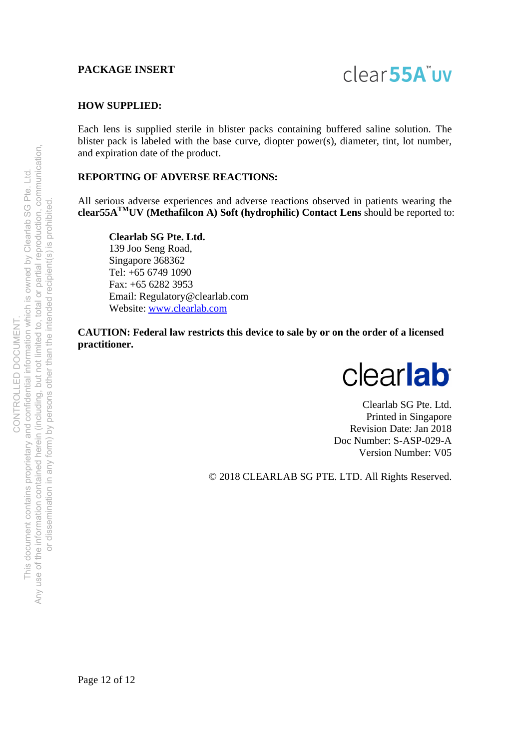**PACKAGE INSERT**

clear55A™ UV

**HOW SUPPLIED:**

Each lens is supplied sterile in blister packs containing buffered saline solution. The blister pack is labeled with the base curve, diopter power(s), diameter, tint, lot number, and expiration date of the product.

**REPORTING OF ADVERSE REACTIONS:**

All serious adverse experiences and adverse reactions observed in patients wearing the **clear55A™UV (Methafilcon A) Soft (hydrophilic) Contact Lens** should be reported to:

**Clearlab SG Pte. Ltd.**
139 Joo Seng Road,
Singapore 368362
Tel: +65 6749 1090
Fax: +65 6282 3953
Email: Regulatory@clearlab.com
Website: www.clearlab.com

**CAUTION: Federal law restricts this device to sale by or on the order of a licensed practitioner.**

clearlab®

Clearlab SG Pte. Ltd.
Printed in Singapore
Revision Date: Jan 2018
Doc Number: S-ASP-029-A
Version Number: V05

© 2018 CLEARLAB SG PTE. LTD. All Rights Reserved.

CONTROLLED DOCUMENT.
This document contains proprietary and confidential information which is owned by Clearlab SG Pte. Ltd.
Any use of the information contained herein (including, but not limited to, total or partial reproduction, communication, or dissemination in any form) by persons other than the intended recipient(s) is prohibited.